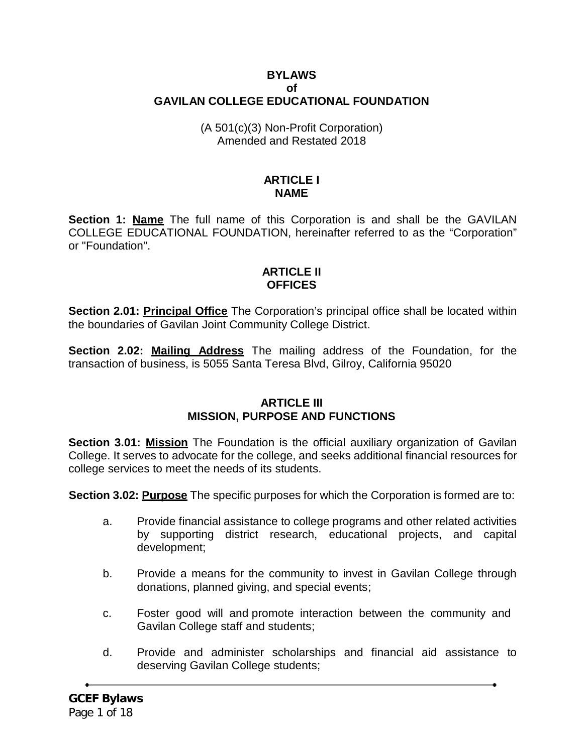# BYLAWS
# of
# GAVILAN COLLEGE EDUCATIONAL FOUNDATION

(A 501(c)(3) Non-Profit Corporation)
Amended and Restated 2018

## ARTICLE I
## NAME

**Section 1: Name** The full name of this Corporation is and shall be the GAVILAN COLLEGE EDUCATIONAL FOUNDATION, hereinafter referred to as the "Corporation" or "Foundation".

## ARTICLE II
## OFFICES

**Section 2.01: Principal Office** The Corporation's principal office shall be located within the boundaries of Gavilan Joint Community College District.

**Section 2.02: Mailing Address** The mailing address of the Foundation, for the transaction of business, is 5055 Santa Teresa Blvd, Gilroy, California 95020

## ARTICLE III
## MISSION, PURPOSE AND FUNCTIONS

**Section 3.01: Mission** The Foundation is the official auxiliary organization of Gavilan College. It serves to advocate for the college, and seeks additional financial resources for college services to meet the needs of its students.

**Section 3.02: Purpose** The specific purposes for which the Corporation is formed are to:

a. Provide financial assistance to college programs and other related activities by supporting district research, educational projects, and capital development;

b. Provide a means for the community to invest in Gavilan College through donations, planned giving, and special events;

c. Foster good will and promote interaction between the community and Gavilan College staff and students;

d. Provide and administer scholarships and financial aid assistance to deserving Gavilan College students;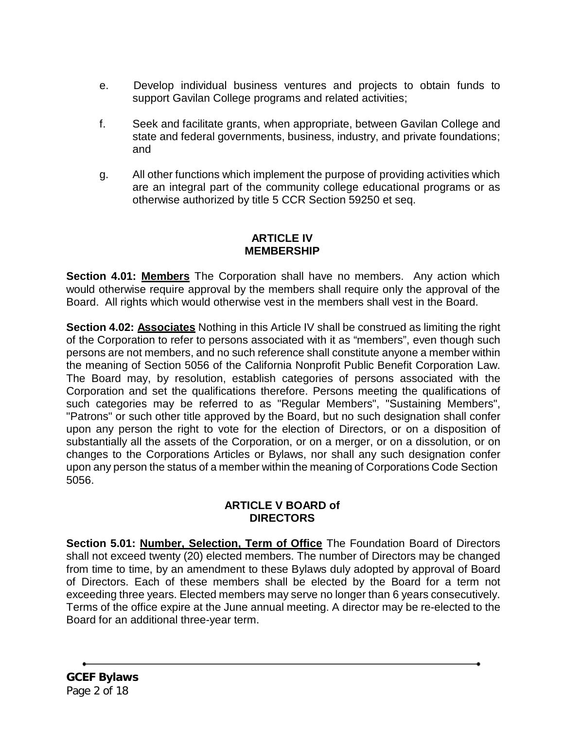e. Develop individual business ventures and projects to obtain funds to support Gavilan College programs and related activities;

f. Seek and facilitate grants, when appropriate, between Gavilan College and state and federal governments, business, industry, and private foundations; and

g. All other functions which implement the purpose of providing activities which are an integral part of the community college educational programs or as otherwise authorized by title 5 CCR Section 59250 et seq.

## ARTICLE IV MEMBERSHIP

**Section 4.01: <u>Members</u>** The Corporation shall have no members. Any action which would otherwise require approval by the members shall require only the approval of the Board. All rights which would otherwise vest in the members shall vest in the Board.

**Section 4.02: <u>Associates</u>** Nothing in this Article IV shall be construed as limiting the right of the Corporation to refer to persons associated with it as "members", even though such persons are not members, and no such reference shall constitute anyone a member within the meaning of Section 5056 of the California Nonprofit Public Benefit Corporation Law. The Board may, by resolution, establish categories of persons associated with the Corporation and set the qualifications therefore. Persons meeting the qualifications of such categories may be referred to as "Regular Members", "Sustaining Members", "Patrons" or such other title approved by the Board, but no such designation shall confer upon any person the right to vote for the election of Directors, or on a disposition of substantially all the assets of the Corporation, or on a merger, or on a dissolution, or on changes to the Corporations Articles or Bylaws, nor shall any such designation confer upon any person the status of a member within the meaning of Corporations Code Section 5056.

## ARTICLE V BOARD of DIRECTORS

**Section 5.01: <u>Number, Selection, Term of Office</u>** The Foundation Board of Directors shall not exceed twenty (20) elected members. The number of Directors may be changed from time to time, by an amendment to these Bylaws duly adopted by approval of Board of Directors. Each of these members shall be elected by the Board for a term not exceeding three years. Elected members may serve no longer than 6 years consecutively. Terms of the office expire at the June annual meeting. A director may be re-elected to the Board for an additional three-year term.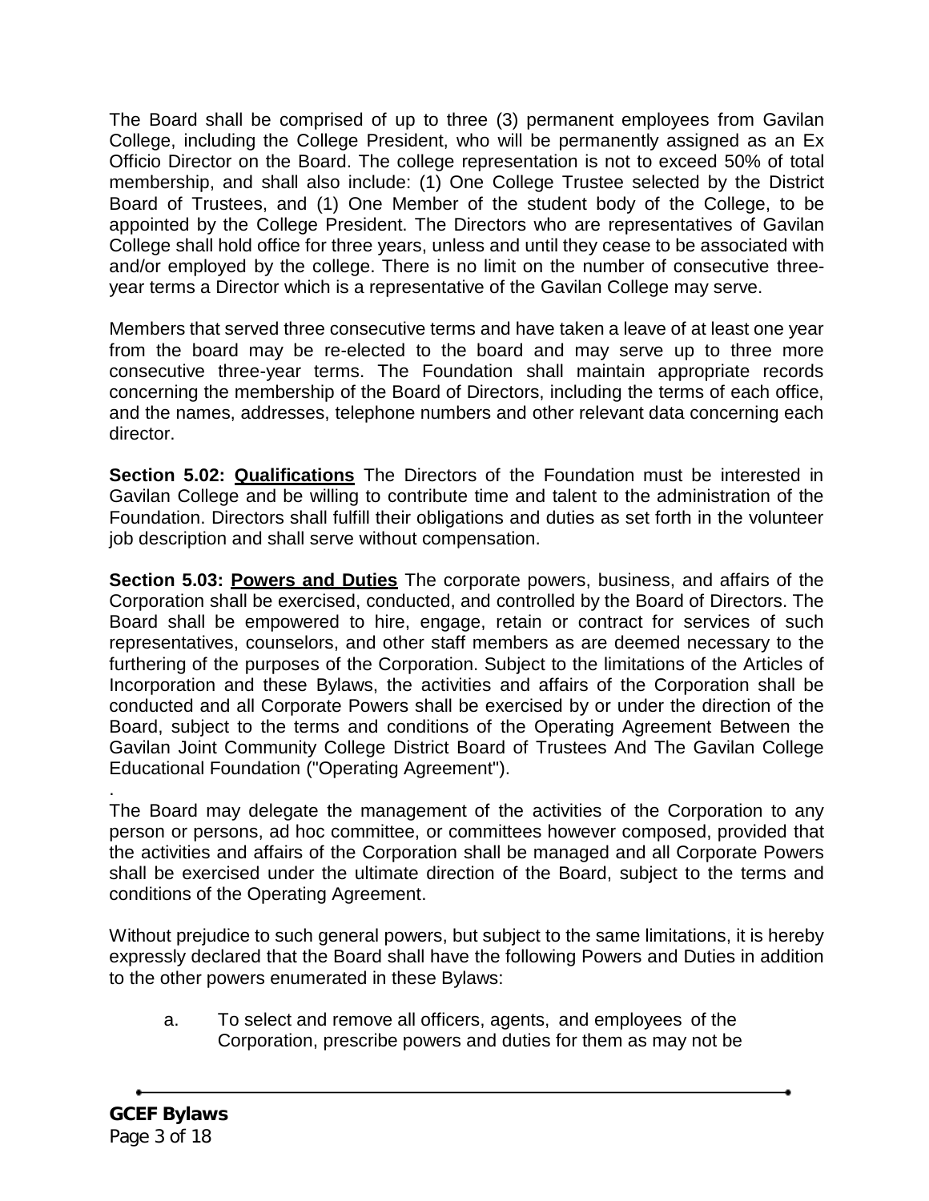The Board shall be comprised of up to three (3) permanent employees from Gavilan College, including the College President, who will be permanently assigned as an Ex Officio Director on the Board. The college representation is not to exceed 50% of total membership, and shall also include: (1) One College Trustee selected by the District Board of Trustees, and (1) One Member of the student body of the College, to be appointed by the College President. The Directors who are representatives of Gavilan College shall hold office for three years, unless and until they cease to be associated with and/or employed by the college. There is no limit on the number of consecutive three-year terms a Director which is a representative of the Gavilan College may serve.

Members that served three consecutive terms and have taken a leave of at least one year from the board may be re-elected to the board and may serve up to three more consecutive three-year terms. The Foundation shall maintain appropriate records concerning the membership of the Board of Directors, including the terms of each office, and the names, addresses, telephone numbers and other relevant data concerning each director.

**Section 5.02: Qualifications** The Directors of the Foundation must be interested in Gavilan College and be willing to contribute time and talent to the administration of the Foundation. Directors shall fulfill their obligations and duties as set forth in the volunteer job description and shall serve without compensation.

**Section 5.03: Powers and Duties** The corporate powers, business, and affairs of the Corporation shall be exercised, conducted, and controlled by the Board of Directors. The Board shall be empowered to hire, engage, retain or contract for services of such representatives, counselors, and other staff members as are deemed necessary to the furthering of the purposes of the Corporation. Subject to the limitations of the Articles of Incorporation and these Bylaws, the activities and affairs of the Corporation shall be conducted and all Corporate Powers shall be exercised by or under the direction of the Board, subject to the terms and conditions of the Operating Agreement Between the Gavilan Joint Community College District Board of Trustees And The Gavilan College Educational Foundation ("Operating Agreement").

The Board may delegate the management of the activities of the Corporation to any person or persons, ad hoc committee, or committees however composed, provided that the activities and affairs of the Corporation shall be managed and all Corporate Powers shall be exercised under the ultimate direction of the Board, subject to the terms and conditions of the Operating Agreement.

Without prejudice to such general powers, but subject to the same limitations, it is hereby expressly declared that the Board shall have the following Powers and Duties in addition to the other powers enumerated in these Bylaws:

a. To select and remove all officers, agents, and employees of the Corporation, prescribe powers and duties for them as may not be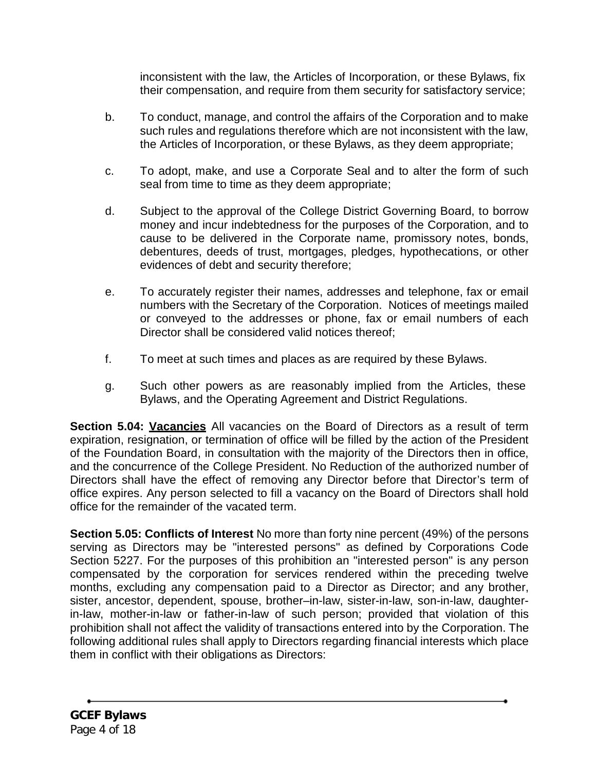inconsistent with the law, the Articles of Incorporation, or these Bylaws, fix their compensation, and require from them security for satisfactory service;

b. To conduct, manage, and control the affairs of the Corporation and to make such rules and regulations therefore which are not inconsistent with the law, the Articles of Incorporation, or these Bylaws, as they deem appropriate;

c. To adopt, make, and use a Corporate Seal and to alter the form of such seal from time to time as they deem appropriate;

d. Subject to the approval of the College District Governing Board, to borrow money and incur indebtedness for the purposes of the Corporation, and to cause to be delivered in the Corporate name, promissory notes, bonds, debentures, deeds of trust, mortgages, pledges, hypothecations, or other evidences of debt and security therefore;

e. To accurately register their names, addresses and telephone, fax or email numbers with the Secretary of the Corporation. Notices of meetings mailed or conveyed to the addresses or phone, fax or email numbers of each Director shall be considered valid notices thereof;

f. To meet at such times and places as are required by these Bylaws.

g. Such other powers as are reasonably implied from the Articles, these Bylaws, and the Operating Agreement and District Regulations.

**Section 5.04: <u>Vacancies</u>** All vacancies on the Board of Directors as a result of term expiration, resignation, or termination of office will be filled by the action of the President of the Foundation Board, in consultation with the majority of the Directors then in office, and the concurrence of the College President. No Reduction of the authorized number of Directors shall have the effect of removing any Director before that Director's term of office expires. Any person selected to fill a vacancy on the Board of Directors shall hold office for the remainder of the vacated term.

**Section 5.05: Conflicts of Interest** No more than forty nine percent (49%) of the persons serving as Directors may be "interested persons" as defined by Corporations Code Section 5227. For the purposes of this prohibition an "interested person" is any person compensated by the corporation for services rendered within the preceding twelve months, excluding any compensation paid to a Director as Director; and any brother, sister, ancestor, dependent, spouse, brother–in-law, sister-in-law, son-in-law, daughter-in-law, mother-in-law or father-in-law of such person; provided that violation of this prohibition shall not affect the validity of transactions entered into by the Corporation. The following additional rules shall apply to Directors regarding financial interests which place them in conflict with their obligations as Directors: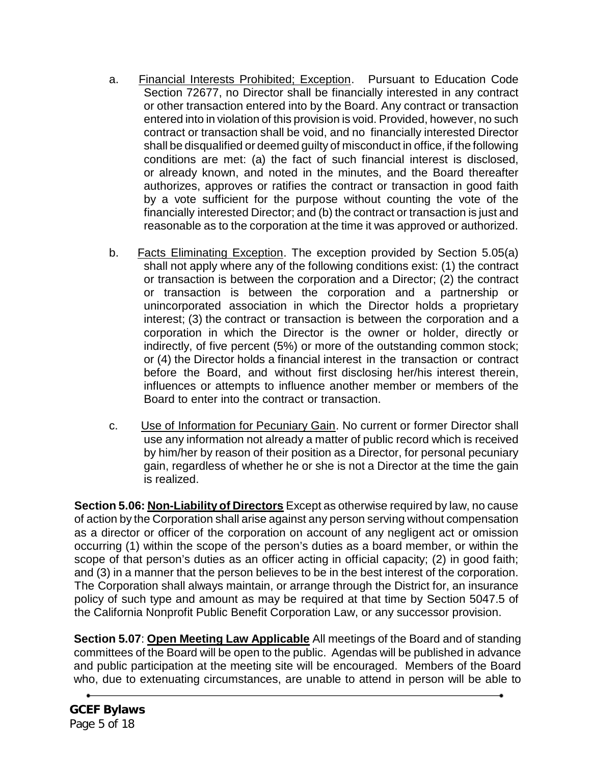a. <u>Financial Interests Prohibited; Exception</u>. Pursuant to Education Code Section 72677, no Director shall be financially interested in any contract or other transaction entered into by the Board. Any contract or transaction entered into in violation of this provision is void. Provided, however, no such contract or transaction shall be void, and no financially interested Director shall be disqualified or deemed guilty of misconduct in office, if the following conditions are met: (a) the fact of such financial interest is disclosed, or already known, and noted in the minutes, and the Board thereafter authorizes, approves or ratifies the contract or transaction in good faith by a vote sufficient for the purpose without counting the vote of the financially interested Director; and (b) the contract or transaction is just and reasonable as to the corporation at the time it was approved or authorized.

b. <u>Facts Eliminating Exception</u>. The exception provided by Section 5.05(a) shall not apply where any of the following conditions exist: (1) the contract or transaction is between the corporation and a Director; (2) the contract or transaction is between the corporation and a partnership or unincorporated association in which the Director holds a proprietary interest; (3) the contract or transaction is between the corporation and a corporation in which the Director is the owner or holder, directly or indirectly, of five percent (5%) or more of the outstanding common stock; or (4) the Director holds a financial interest in the transaction or contract before the Board, and without first disclosing her/his interest therein, influences or attempts to influence another member or members of the Board to enter into the contract or transaction.

c. <u>Use of Information for Pecuniary Gain</u>. No current or former Director shall use any information not already a matter of public record which is received by him/her by reason of their position as a Director, for personal pecuniary gain, regardless of whether he or she is not a Director at the time the gain is realized.

**Section 5.06: <u>Non-Liability of Directors</u>** Except as otherwise required by law, no cause of action by the Corporation shall arise against any person serving without compensation as a director or officer of the corporation on account of any negligent act or omission occurring (1) within the scope of the person's duties as a board member, or within the scope of that person's duties as an officer acting in official capacity; (2) in good faith; and (3) in a manner that the person believes to be in the best interest of the corporation. The Corporation shall always maintain, or arrange through the District for, an insurance policy of such type and amount as may be required at that time by Section 5047.5 of the California Nonprofit Public Benefit Corporation Law, or any successor provision.

**Section 5.07**: **<u>Open Meeting Law Applicable</u>** All meetings of the Board and of standing committees of the Board will be open to the public. Agendas will be published in advance and public participation at the meeting site will be encouraged. Members of the Board who, due to extenuating circumstances, are unable to attend in person will be able to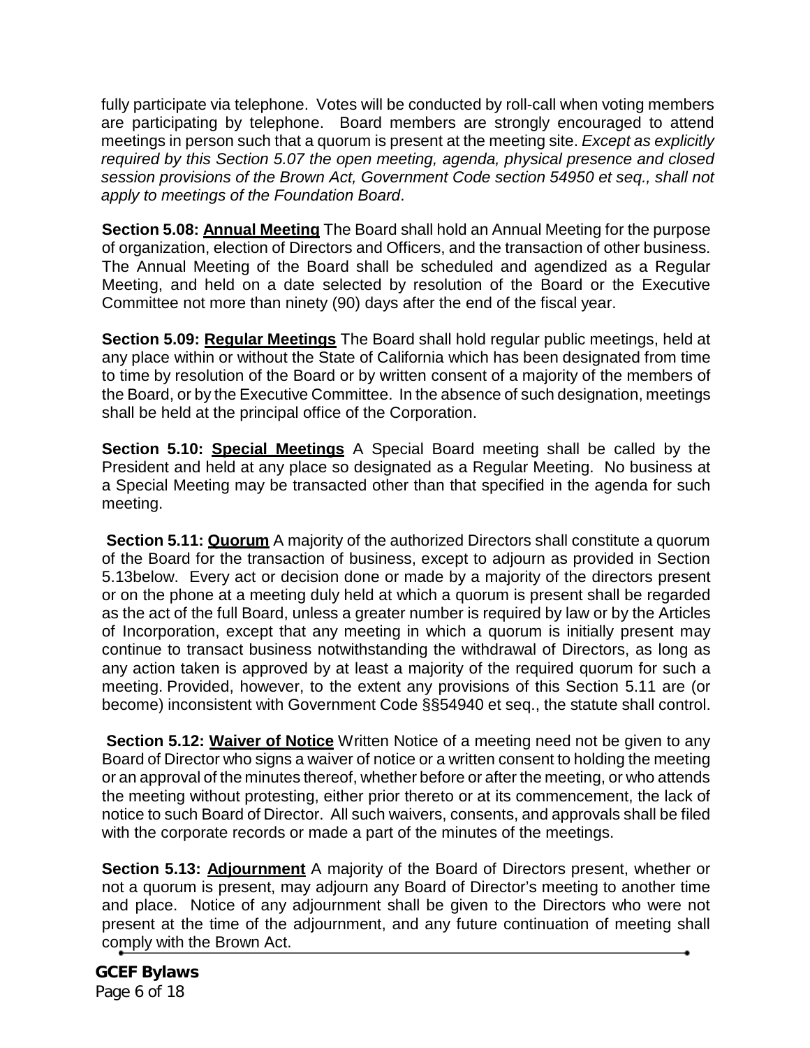fully participate via telephone. Votes will be conducted by roll-call when voting members are participating by telephone. Board members are strongly encouraged to attend meetings in person such that a quorum is present at the meeting site. *Except as explicitly required by this Section 5.07 the open meeting, agenda, physical presence and closed session provisions of the Brown Act, Government Code section 54950 et seq., shall not apply to meetings of the Foundation Board*.

**Section 5.08: Annual Meeting** The Board shall hold an Annual Meeting for the purpose of organization, election of Directors and Officers, and the transaction of other business. The Annual Meeting of the Board shall be scheduled and agendized as a Regular Meeting, and held on a date selected by resolution of the Board or the Executive Committee not more than ninety (90) days after the end of the fiscal year.

**Section 5.09: Regular Meetings** The Board shall hold regular public meetings, held at any place within or without the State of California which has been designated from time to time by resolution of the Board or by written consent of a majority of the members of the Board, or by the Executive Committee. In the absence of such designation, meetings shall be held at the principal office of the Corporation.

**Section 5.10: Special Meetings** A Special Board meeting shall be called by the President and held at any place so designated as a Regular Meeting. No business at a Special Meeting may be transacted other than that specified in the agenda for such meeting.

**Section 5.11: Quorum** A majority of the authorized Directors shall constitute a quorum of the Board for the transaction of business, except to adjourn as provided in Section 5.13below. Every act or decision done or made by a majority of the directors present or on the phone at a meeting duly held at which a quorum is present shall be regarded as the act of the full Board, unless a greater number is required by law or by the Articles of Incorporation, except that any meeting in which a quorum is initially present may continue to transact business notwithstanding the withdrawal of Directors, as long as any action taken is approved by at least a majority of the required quorum for such a meeting. Provided, however, to the extent any provisions of this Section 5.11 are (or become) inconsistent with Government Code §§54940 et seq., the statute shall control.

**Section 5.12: Waiver of Notice** Written Notice of a meeting need not be given to any Board of Director who signs a waiver of notice or a written consent to holding the meeting or an approval of the minutes thereof, whether before or after the meeting, or who attends the meeting without protesting, either prior thereto or at its commencement, the lack of notice to such Board of Director. All such waivers, consents, and approvals shall be filed with the corporate records or made a part of the minutes of the meetings.

**Section 5.13: Adjournment** A majority of the Board of Directors present, whether or not a quorum is present, may adjourn any Board of Director's meeting to another time and place. Notice of any adjournment shall be given to the Directors who were not present at the time of the adjournment, and any future continuation of meeting shall comply with the Brown Act.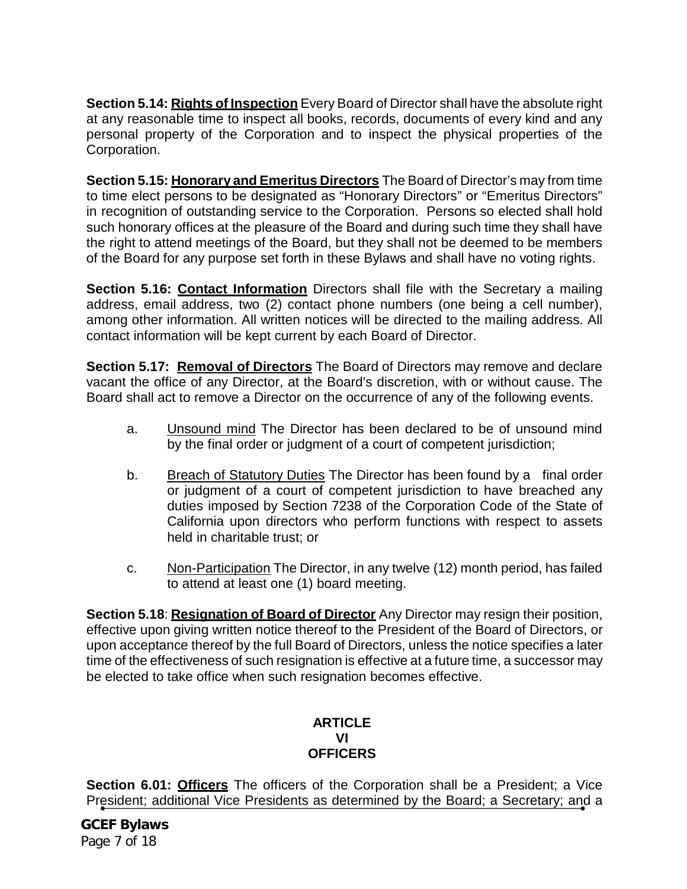**Section 5.14: Rights of Inspection** Every Board of Director shall have the absolute right at any reasonable time to inspect all books, records, documents of every kind and any personal property of the Corporation and to inspect the physical properties of the Corporation.

**Section 5.15: Honorary and Emeritus Directors** The Board of Director's may from time to time elect persons to be designated as "Honorary Directors" or "Emeritus Directors" in recognition of outstanding service to the Corporation. Persons so elected shall hold such honorary offices at the pleasure of the Board and during such time they shall have the right to attend meetings of the Board, but they shall not be deemed to be members of the Board for any purpose set forth in these Bylaws and shall have no voting rights.

**Section 5.16: Contact Information** Directors shall file with the Secretary a mailing address, email address, two (2) contact phone numbers (one being a cell number), among other information. All written notices will be directed to the mailing address. All contact information will be kept current by each Board of Director.

**Section 5.17: Removal of Directors** The Board of Directors may remove and declare vacant the office of any Director, at the Board's discretion, with or without cause. The Board shall act to remove a Director on the occurrence of any of the following events.

a. Unsound mind The Director has been declared to be of unsound mind by the final order or judgment of a court of competent jurisdiction;

b. Breach of Statutory Duties The Director has been found by a final order or judgment of a court of competent jurisdiction to have breached any duties imposed by Section 7238 of the Corporation Code of the State of California upon directors who perform functions with respect to assets held in charitable trust; or

c. Non-Participation The Director, in any twelve (12) month period, has failed to attend at least one (1) board meeting.

**Section 5.18**: **Resignation of Board of Director** Any Director may resign their position, effective upon giving written notice thereof to the President of the Board of Directors, or upon acceptance thereof by the full Board of Directors, unless the notice specifies a later time of the effectiveness of such resignation is effective at a future time, a successor may be elected to take office when such resignation becomes effective.

## ARTICLE VI OFFICERS

**Section 6.01: Officers** The officers of the Corporation shall be a President; a Vice President; additional Vice Presidents as determined by the Board; a Secretary; and a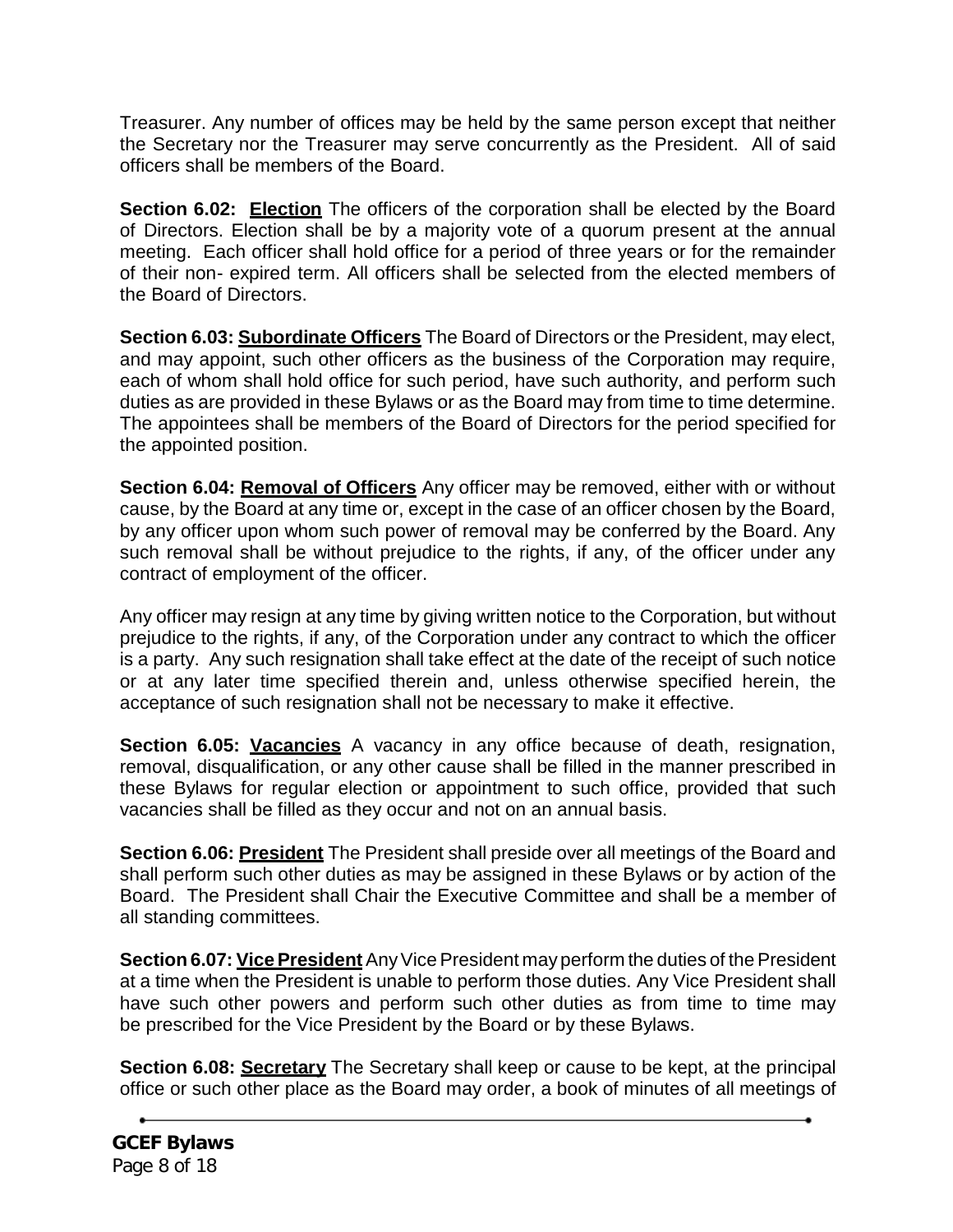Treasurer. Any number of offices may be held by the same person except that neither the Secretary nor the Treasurer may serve concurrently as the President. All of said officers shall be members of the Board.

**Section 6.02: Election** The officers of the corporation shall be elected by the Board of Directors. Election shall be by a majority vote of a quorum present at the annual meeting. Each officer shall hold office for a period of three years or for the remainder of their non- expired term. All officers shall be selected from the elected members of the Board of Directors.

**Section 6.03: Subordinate Officers** The Board of Directors or the President, may elect, and may appoint, such other officers as the business of the Corporation may require, each of whom shall hold office for such period, have such authority, and perform such duties as are provided in these Bylaws or as the Board may from time to time determine. The appointees shall be members of the Board of Directors for the period specified for the appointed position.

**Section 6.04: Removal of Officers** Any officer may be removed, either with or without cause, by the Board at any time or, except in the case of an officer chosen by the Board, by any officer upon whom such power of removal may be conferred by the Board. Any such removal shall be without prejudice to the rights, if any, of the officer under any contract of employment of the officer.

Any officer may resign at any time by giving written notice to the Corporation, but without prejudice to the rights, if any, of the Corporation under any contract to which the officer is a party. Any such resignation shall take effect at the date of the receipt of such notice or at any later time specified therein and, unless otherwise specified herein, the acceptance of such resignation shall not be necessary to make it effective.

**Section 6.05: Vacancies** A vacancy in any office because of death, resignation, removal, disqualification, or any other cause shall be filled in the manner prescribed in these Bylaws for regular election or appointment to such office, provided that such vacancies shall be filled as they occur and not on an annual basis.

**Section 6.06: President** The President shall preside over all meetings of the Board and shall perform such other duties as may be assigned in these Bylaws or by action of the Board. The President shall Chair the Executive Committee and shall be a member of all standing committees.

**Section 6.07: Vice President** Any Vice President may perform the duties of the President at a time when the President is unable to perform those duties. Any Vice President shall have such other powers and perform such other duties as from time to time may be prescribed for the Vice President by the Board or by these Bylaws.

**Section 6.08: Secretary** The Secretary shall keep or cause to be kept, at the principal office or such other place as the Board may order, a book of minutes of all meetings of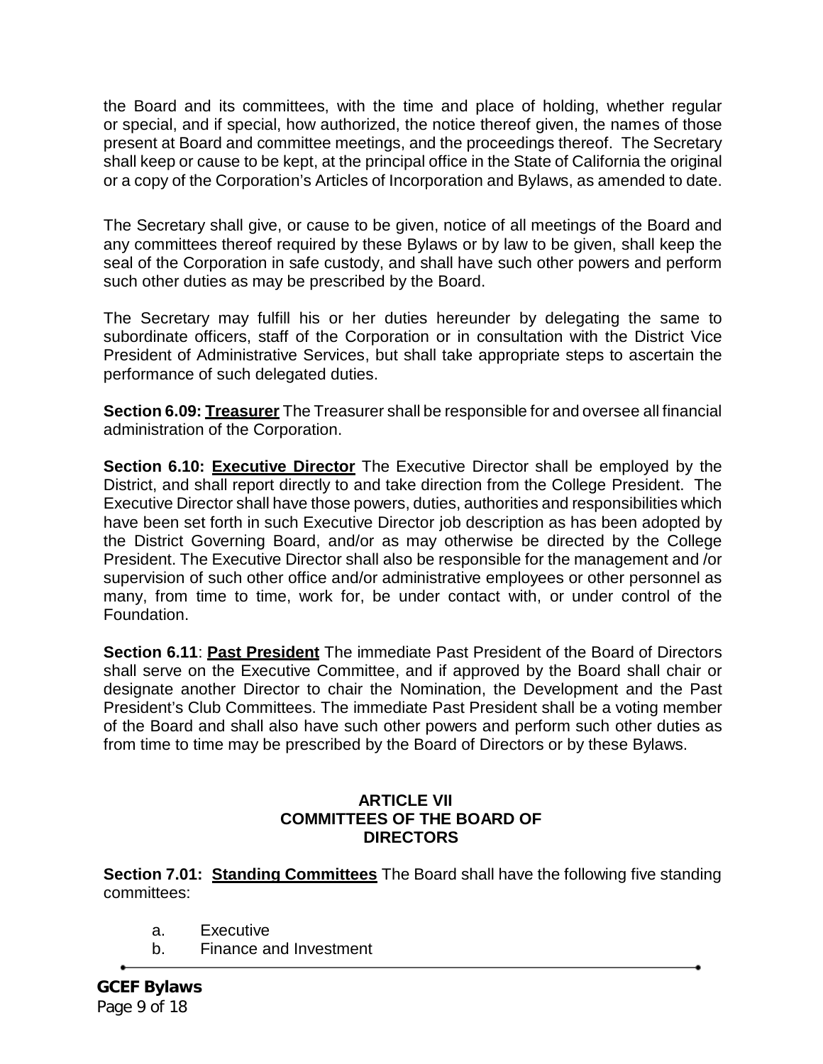the Board and its committees, with the time and place of holding, whether regular or special, and if special, how authorized, the notice thereof given, the names of those present at Board and committee meetings, and the proceedings thereof. The Secretary shall keep or cause to be kept, at the principal office in the State of California the original or a copy of the Corporation's Articles of Incorporation and Bylaws, as amended to date.

The Secretary shall give, or cause to be given, notice of all meetings of the Board and any committees thereof required by these Bylaws or by law to be given, shall keep the seal of the Corporation in safe custody, and shall have such other powers and perform such other duties as may be prescribed by the Board.

The Secretary may fulfill his or her duties hereunder by delegating the same to subordinate officers, staff of the Corporation or in consultation with the District Vice President of Administrative Services, but shall take appropriate steps to ascertain the performance of such delegated duties.

**Section 6.09: Treasurer** The Treasurer shall be responsible for and oversee all financial administration of the Corporation.

**Section 6.10: Executive Director** The Executive Director shall be employed by the District, and shall report directly to and take direction from the College President. The Executive Director shall have those powers, duties, authorities and responsibilities which have been set forth in such Executive Director job description as has been adopted by the District Governing Board, and/or as may otherwise be directed by the College President. The Executive Director shall also be responsible for the management and /or supervision of such other office and/or administrative employees or other personnel as many, from time to time, work for, be under contact with, or under control of the Foundation.

**Section 6.11**: **Past President** The immediate Past President of the Board of Directors shall serve on the Executive Committee, and if approved by the Board shall chair or designate another Director to chair the Nomination, the Development and the Past President's Club Committees. The immediate Past President shall be a voting member of the Board and shall also have such other powers and perform such other duties as from time to time may be prescribed by the Board of Directors or by these Bylaws.

## ARTICLE VII
## COMMITTEES OF THE BOARD OF DIRECTORS

**Section 7.01: Standing Committees** The Board shall have the following five standing committees:

a. Executive
b. Finance and Investment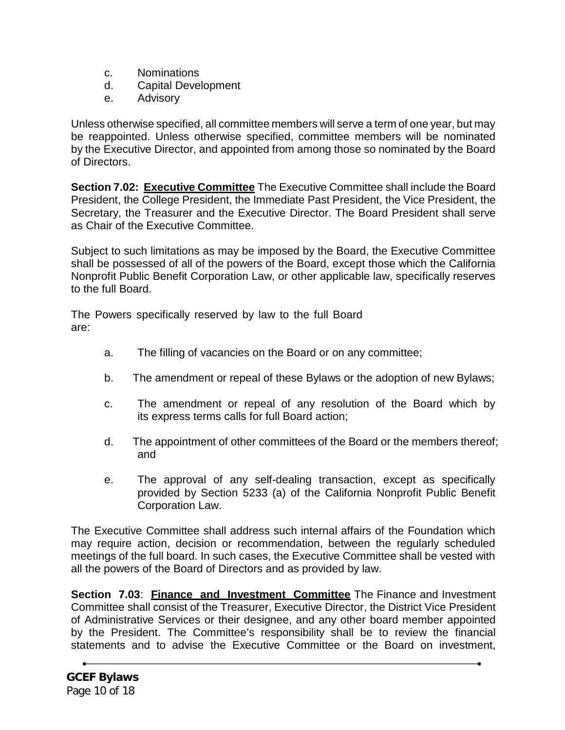c. Nominations
d. Capital Development
e. Advisory

Unless otherwise specified, all committee members will serve a term of one year, but may be reappointed. Unless otherwise specified, committee members will be nominated by the Executive Director, and appointed from among those so nominated by the Board of Directors.

**Section 7.02: <u>Executive Committee</u>** The Executive Committee shall include the Board President, the College President, the Immediate Past President, the Vice President, the Secretary, the Treasurer and the Executive Director. The Board President shall serve as Chair of the Executive Committee.

Subject to such limitations as may be imposed by the Board, the Executive Committee shall be possessed of all of the powers of the Board, except those which the California Nonprofit Public Benefit Corporation Law, or other applicable law, specifically reserves to the full Board.

The Powers specifically reserved by law to the full Board are:

a. The filling of vacancies on the Board or on any committee;

b. The amendment or repeal of these Bylaws or the adoption of new Bylaws;

c. The amendment or repeal of any resolution of the Board which by its express terms calls for full Board action;

d. The appointment of other committees of the Board or the members thereof; and

e. The approval of any self-dealing transaction, except as specifically provided by Section 5233 (a) of the California Nonprofit Public Benefit Corporation Law.

The Executive Committee shall address such internal affairs of the Foundation which may require action, decision or recommendation, between the regularly scheduled meetings of the full board. In such cases, the Executive Committee shall be vested with all the powers of the Board of Directors and as provided by law.

**Section 7.03**: **<u>Finance and Investment Committee</u>** The Finance and Investment Committee shall consist of the Treasurer, Executive Director, the District Vice President of Administrative Services or their designee, and any other board member appointed by the President. The Committee's responsibility shall be to review the financial statements and to advise the Executive Committee or the Board on investment,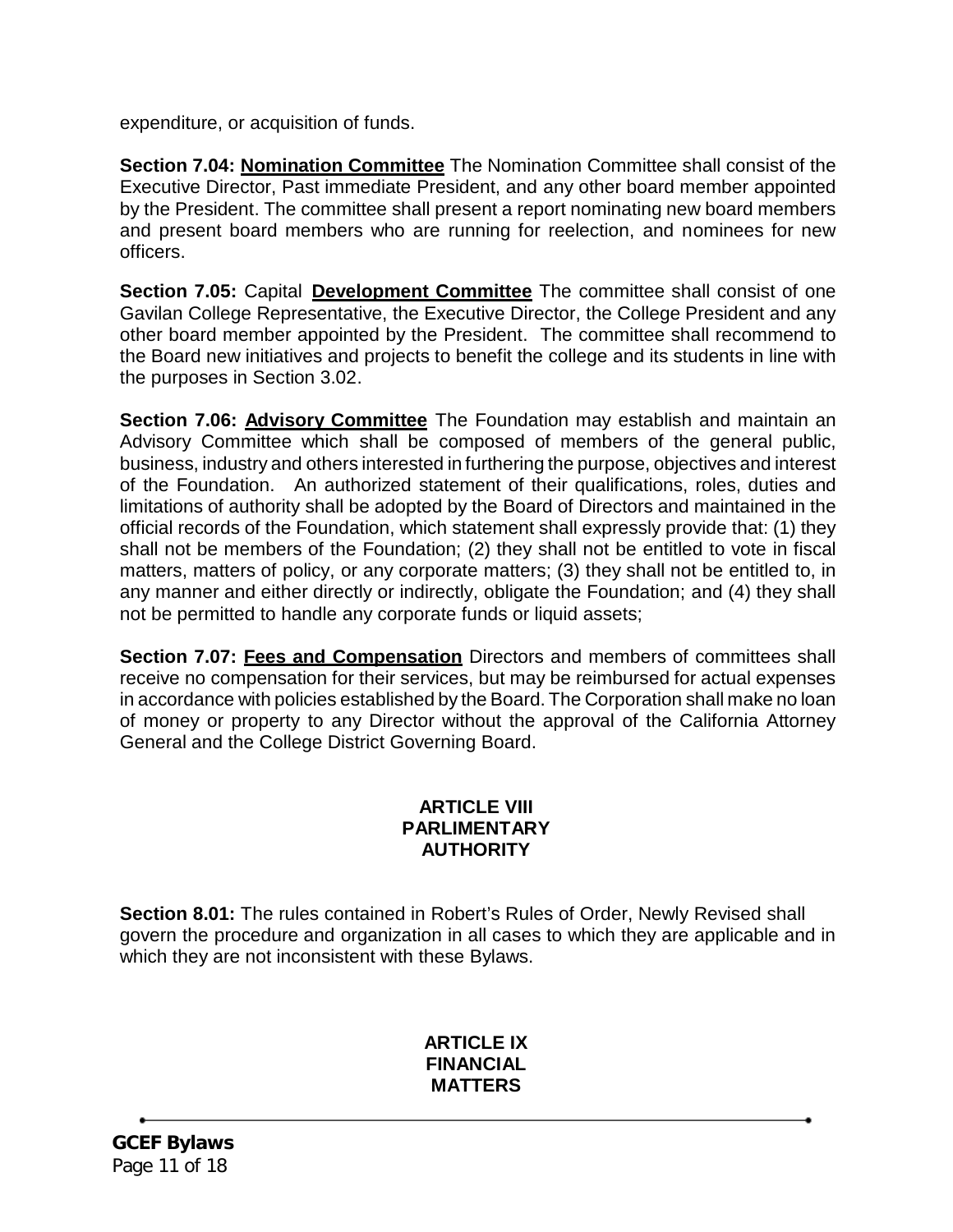expenditure, or acquisition of funds.

**Section 7.04: Nomination Committee** The Nomination Committee shall consist of the Executive Director, Past immediate President, and any other board member appointed by the President. The committee shall present a report nominating new board members and present board members who are running for reelection, and nominees for new officers.

**Section 7.05:** Capital **Development Committee** The committee shall consist of one Gavilan College Representative, the Executive Director, the College President and any other board member appointed by the President. The committee shall recommend to the Board new initiatives and projects to benefit the college and its students in line with the purposes in Section 3.02.

**Section 7.06: Advisory Committee** The Foundation may establish and maintain an Advisory Committee which shall be composed of members of the general public, business, industry and others interested in furthering the purpose, objectives and interest of the Foundation. An authorized statement of their qualifications, roles, duties and limitations of authority shall be adopted by the Board of Directors and maintained in the official records of the Foundation, which statement shall expressly provide that: (1) they shall not be members of the Foundation; (2) they shall not be entitled to vote in fiscal matters, matters of policy, or any corporate matters; (3) they shall not be entitled to, in any manner and either directly or indirectly, obligate the Foundation; and (4) they shall not be permitted to handle any corporate funds or liquid assets;

**Section 7.07: Fees and Compensation** Directors and members of committees shall receive no compensation for their services, but may be reimbursed for actual expenses in accordance with policies established by the Board. The Corporation shall make no loan of money or property to any Director without the approval of the California Attorney General and the College District Governing Board.

## ARTICLE VIII
## PARLIMENTARY AUTHORITY

**Section 8.01:** The rules contained in Robert's Rules of Order, Newly Revised shall govern the procedure and organization in all cases to which they are applicable and in which they are not inconsistent with these Bylaws.

## ARTICLE IX
## FINANCIAL MATTERS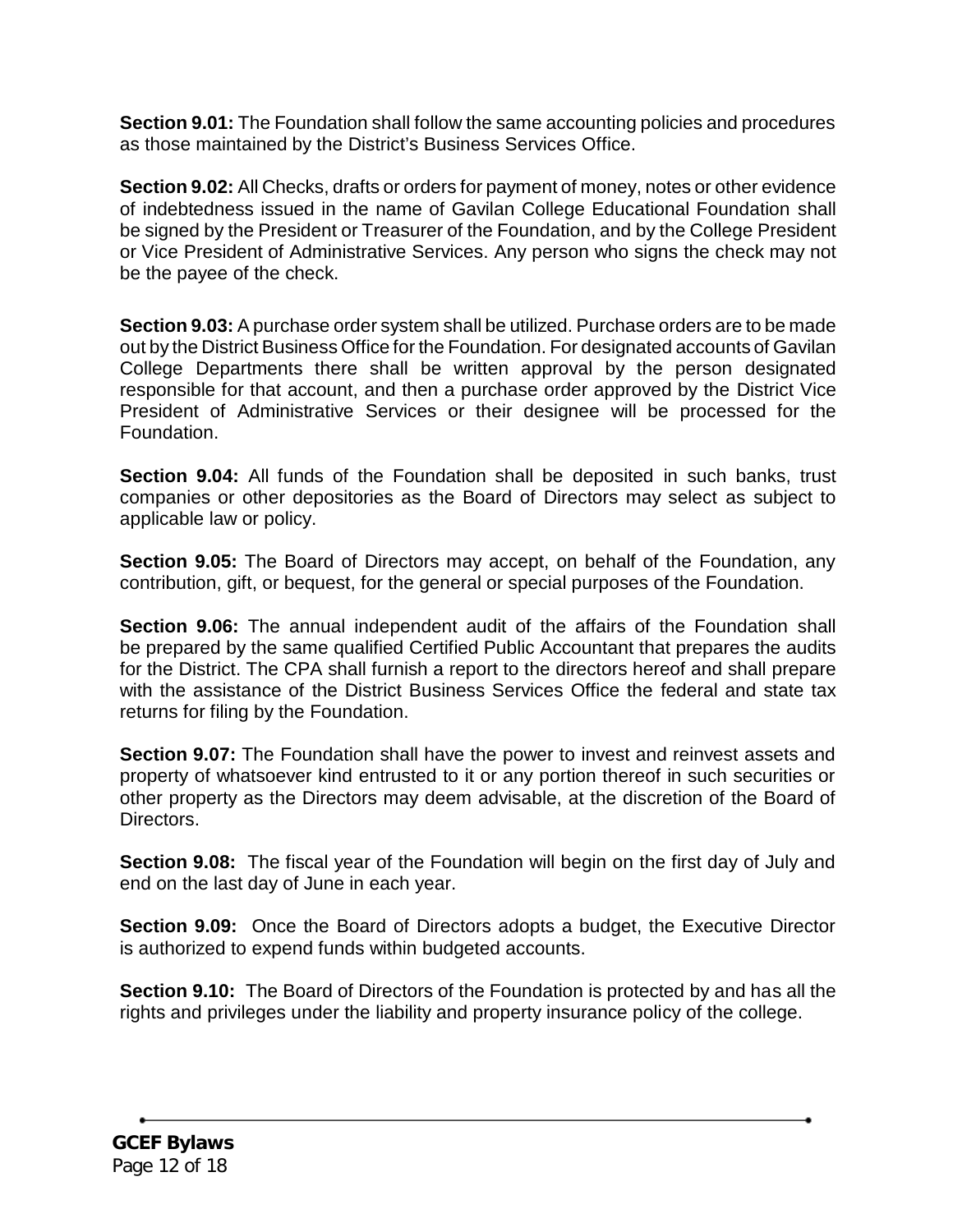**Section 9.01:** The Foundation shall follow the same accounting policies and procedures as those maintained by the District's Business Services Office.

**Section 9.02:** All Checks, drafts or orders for payment of money, notes or other evidence of indebtedness issued in the name of Gavilan College Educational Foundation shall be signed by the President or Treasurer of the Foundation, and by the College President or Vice President of Administrative Services. Any person who signs the check may not be the payee of the check.

**Section 9.03:** A purchase order system shall be utilized. Purchase orders are to be made out by the District Business Office for the Foundation. For designated accounts of Gavilan College Departments there shall be written approval by the person designated responsible for that account, and then a purchase order approved by the District Vice President of Administrative Services or their designee will be processed for the Foundation.

**Section 9.04:** All funds of the Foundation shall be deposited in such banks, trust companies or other depositories as the Board of Directors may select as subject to applicable law or policy.

**Section 9.05:** The Board of Directors may accept, on behalf of the Foundation, any contribution, gift, or bequest, for the general or special purposes of the Foundation.

**Section 9.06:** The annual independent audit of the affairs of the Foundation shall be prepared by the same qualified Certified Public Accountant that prepares the audits for the District. The CPA shall furnish a report to the directors hereof and shall prepare with the assistance of the District Business Services Office the federal and state tax returns for filing by the Foundation.

**Section 9.07:** The Foundation shall have the power to invest and reinvest assets and property of whatsoever kind entrusted to it or any portion thereof in such securities or other property as the Directors may deem advisable, at the discretion of the Board of Directors.

**Section 9.08:** The fiscal year of the Foundation will begin on the first day of July and end on the last day of June in each year.

**Section 9.09:** Once the Board of Directors adopts a budget, the Executive Director is authorized to expend funds within budgeted accounts.

**Section 9.10:** The Board of Directors of the Foundation is protected by and has all the rights and privileges under the liability and property insurance policy of the college.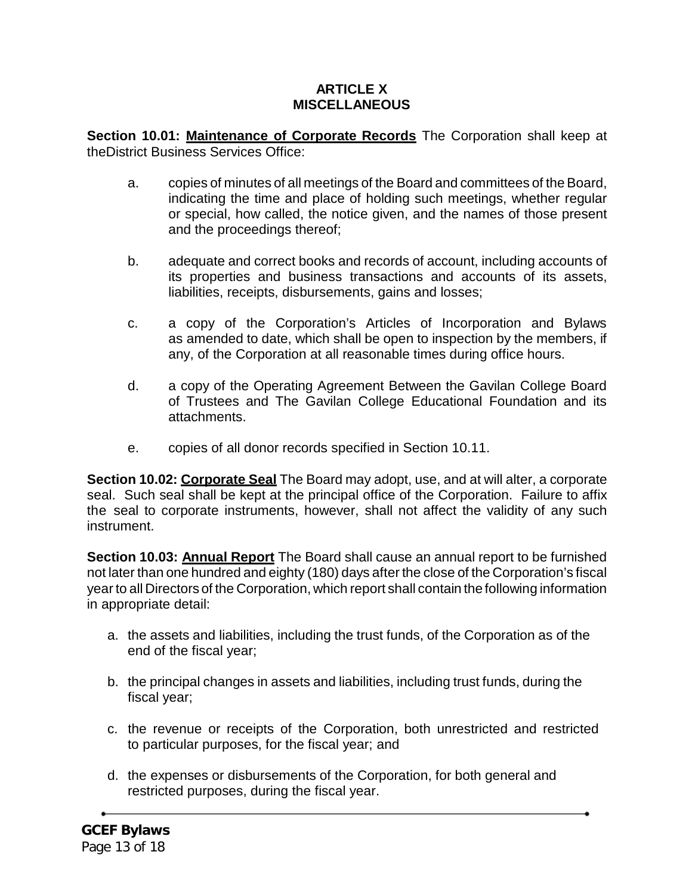# ARTICLE X
# MISCELLANEOUS

**Section 10.01: Maintenance of Corporate Records** The Corporation shall keep at theDistrict Business Services Office:

a. copies of minutes of all meetings of the Board and committees of the Board, indicating the time and place of holding such meetings, whether regular or special, how called, the notice given, and the names of those present and the proceedings thereof;

b. adequate and correct books and records of account, including accounts of its properties and business transactions and accounts of its assets, liabilities, receipts, disbursements, gains and losses;

c. a copy of the Corporation's Articles of Incorporation and Bylaws as amended to date, which shall be open to inspection by the members, if any, of the Corporation at all reasonable times during office hours.

d. a copy of the Operating Agreement Between the Gavilan College Board of Trustees and The Gavilan College Educational Foundation and its attachments.

e. copies of all donor records specified in Section 10.11.

**Section 10.02: Corporate Seal** The Board may adopt, use, and at will alter, a corporate seal. Such seal shall be kept at the principal office of the Corporation. Failure to affix the seal to corporate instruments, however, shall not affect the validity of any such instrument.

**Section 10.03: Annual Report** The Board shall cause an annual report to be furnished not later than one hundred and eighty (180) days after the close of the Corporation's fiscal year to all Directors of the Corporation, which report shall contain the following information in appropriate detail:

a. the assets and liabilities, including the trust funds, of the Corporation as of the end of the fiscal year;

b. the principal changes in assets and liabilities, including trust funds, during the fiscal year;

c. the revenue or receipts of the Corporation, both unrestricted and restricted to particular purposes, for the fiscal year; and

d. the expenses or disbursements of the Corporation, for both general and restricted purposes, during the fiscal year.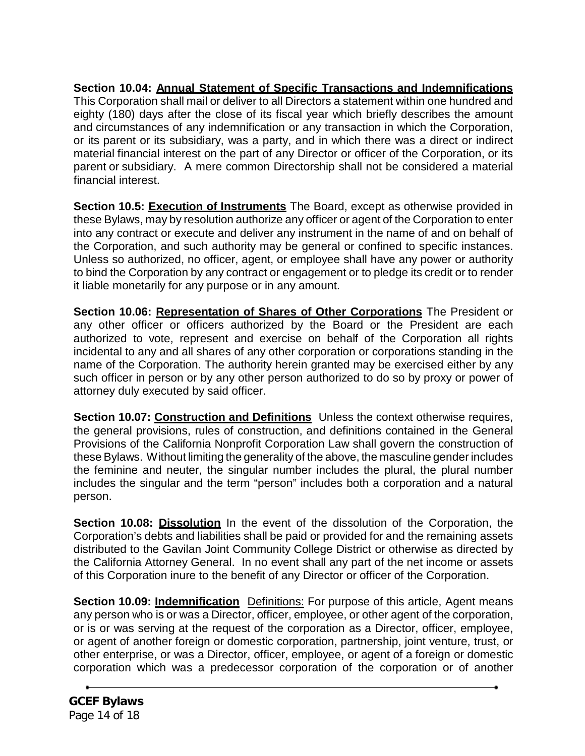**Section 10.04: Annual Statement of Specific Transactions and Indemnifications** This Corporation shall mail or deliver to all Directors a statement within one hundred and eighty (180) days after the close of its fiscal year which briefly describes the amount and circumstances of any indemnification or any transaction in which the Corporation, or its parent or its subsidiary, was a party, and in which there was a direct or indirect material financial interest on the part of any Director or officer of the Corporation, or its parent or subsidiary. A mere common Directorship shall not be considered a material financial interest.

**Section 10.5: Execution of Instruments** The Board, except as otherwise provided in these Bylaws, may by resolution authorize any officer or agent of the Corporation to enter into any contract or execute and deliver any instrument in the name of and on behalf of the Corporation, and such authority may be general or confined to specific instances. Unless so authorized, no officer, agent, or employee shall have any power or authority to bind the Corporation by any contract or engagement or to pledge its credit or to render it liable monetarily for any purpose or in any amount.

**Section 10.06: Representation of Shares of Other Corporations** The President or any other officer or officers authorized by the Board or the President are each authorized to vote, represent and exercise on behalf of the Corporation all rights incidental to any and all shares of any other corporation or corporations standing in the name of the Corporation. The authority herein granted may be exercised either by any such officer in person or by any other person authorized to do so by proxy or power of attorney duly executed by said officer.

**Section 10.07: Construction and Definitions** Unless the context otherwise requires, the general provisions, rules of construction, and definitions contained in the General Provisions of the California Nonprofit Corporation Law shall govern the construction of these Bylaws. Without limiting the generality of the above, the masculine gender includes the feminine and neuter, the singular number includes the plural, the plural number includes the singular and the term "person" includes both a corporation and a natural person.

**Section 10.08: Dissolution** In the event of the dissolution of the Corporation, the Corporation's debts and liabilities shall be paid or provided for and the remaining assets distributed to the Gavilan Joint Community College District or otherwise as directed by the California Attorney General. In no event shall any part of the net income or assets of this Corporation inure to the benefit of any Director or officer of the Corporation.

**Section 10.09: Indemnification** Definitions: For purpose of this article, Agent means any person who is or was a Director, officer, employee, or other agent of the corporation, or is or was serving at the request of the corporation as a Director, officer, employee, or agent of another foreign or domestic corporation, partnership, joint venture, trust, or other enterprise, or was a Director, officer, employee, or agent of a foreign or domestic corporation which was a predecessor corporation of the corporation or of another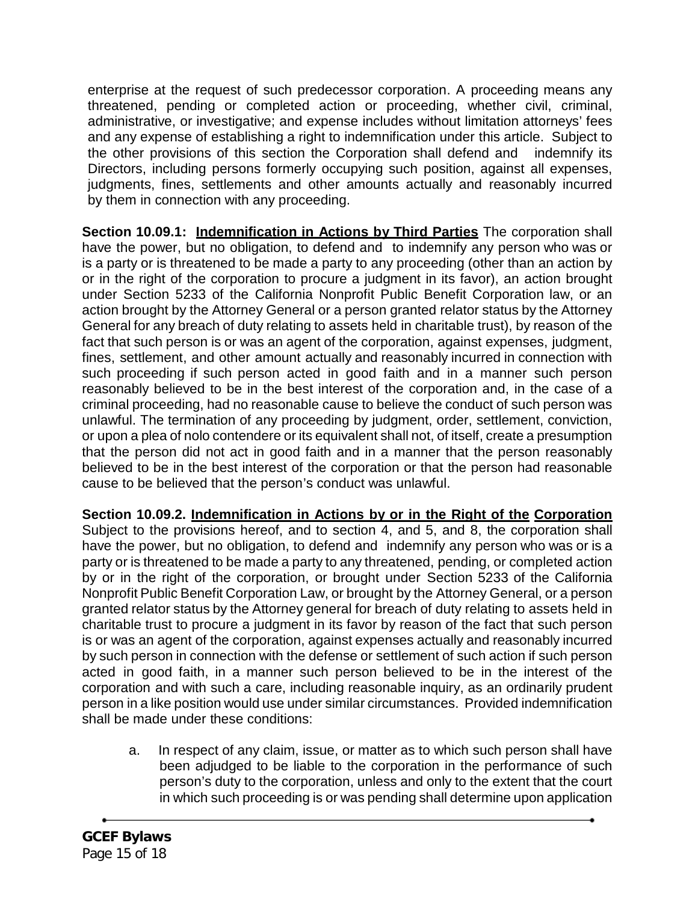enterprise at the request of such predecessor corporation. A proceeding means any threatened, pending or completed action or proceeding, whether civil, criminal, administrative, or investigative; and expense includes without limitation attorneys' fees and any expense of establishing a right to indemnification under this article. Subject to the other provisions of this section the Corporation shall defend and indemnify its Directors, including persons formerly occupying such position, against all expenses, judgments, fines, settlements and other amounts actually and reasonably incurred by them in connection with any proceeding.

**Section 10.09.1: <u>Indemnification in Actions by Third Parties</u>** The corporation shall have the power, but no obligation, to defend and to indemnify any person who was or is a party or is threatened to be made a party to any proceeding (other than an action by or in the right of the corporation to procure a judgment in its favor), an action brought under Section 5233 of the California Nonprofit Public Benefit Corporation law, or an action brought by the Attorney General or a person granted relator status by the Attorney General for any breach of duty relating to assets held in charitable trust), by reason of the fact that such person is or was an agent of the corporation, against expenses, judgment, fines, settlement, and other amount actually and reasonably incurred in connection with such proceeding if such person acted in good faith and in a manner such person reasonably believed to be in the best interest of the corporation and, in the case of a criminal proceeding, had no reasonable cause to believe the conduct of such person was unlawful. The termination of any proceeding by judgment, order, settlement, conviction, or upon a plea of nolo contendere or its equivalent shall not, of itself, create a presumption that the person did not act in good faith and in a manner that the person reasonably believed to be in the best interest of the corporation or that the person had reasonable cause to be believed that the person's conduct was unlawful.

**Section 10.09.2. <u>Indemnification in Actions by or in the Right of the Corporation</u>** Subject to the provisions hereof, and to section 4, and 5, and 8, the corporation shall have the power, but no obligation, to defend and indemnify any person who was or is a party or is threatened to be made a party to any threatened, pending, or completed action by or in the right of the corporation, or brought under Section 5233 of the California Nonprofit Public Benefit Corporation Law, or brought by the Attorney General, or a person granted relator status by the Attorney general for breach of duty relating to assets held in charitable trust to procure a judgment in its favor by reason of the fact that such person is or was an agent of the corporation, against expenses actually and reasonably incurred by such person in connection with the defense or settlement of such action if such person acted in good faith, in a manner such person believed to be in the interest of the corporation and with such a care, including reasonable inquiry, as an ordinarily prudent person in a like position would use under similar circumstances. Provided indemnification shall be made under these conditions:

a. In respect of any claim, issue, or matter as to which such person shall have been adjudged to be liable to the corporation in the performance of such person's duty to the corporation, unless and only to the extent that the court in which such proceeding is or was pending shall determine upon application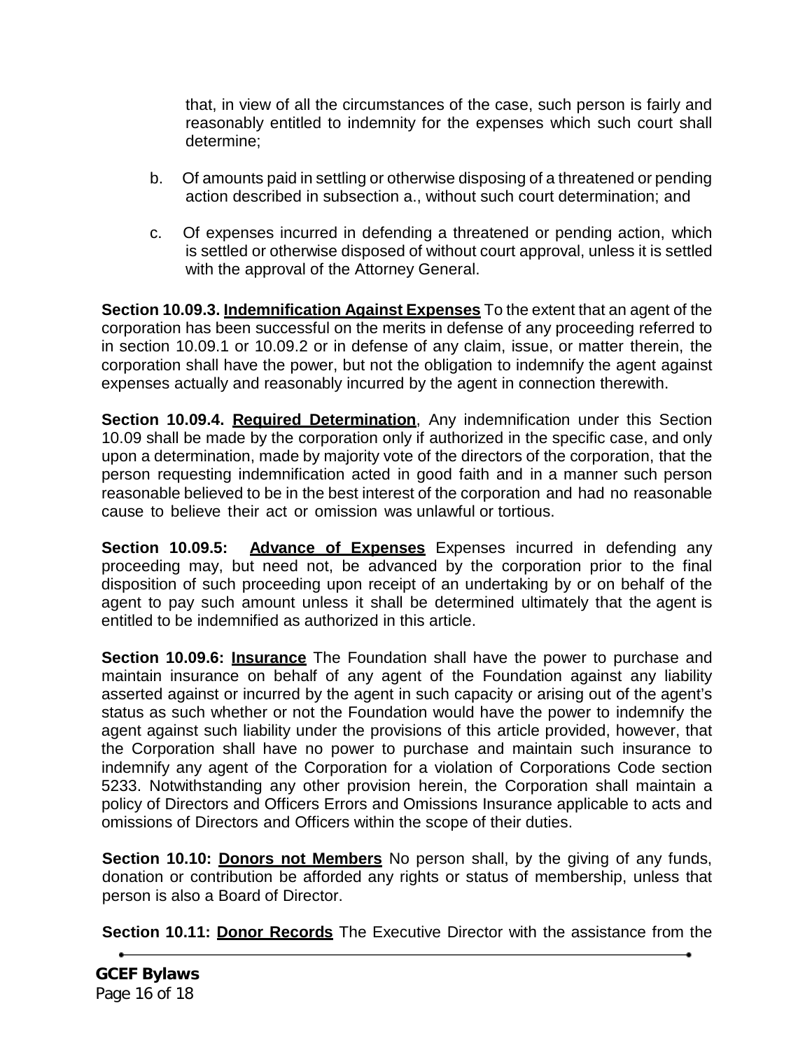that, in view of all the circumstances of the case, such person is fairly and reasonably entitled to indemnity for the expenses which such court shall determine;

b. Of amounts paid in settling or otherwise disposing of a threatened or pending action described in subsection a., without such court determination; and

c. Of expenses incurred in defending a threatened or pending action, which is settled or otherwise disposed of without court approval, unless it is settled with the approval of the Attorney General.

**Section 10.09.3. Indemnification Against Expenses** To the extent that an agent of the corporation has been successful on the merits in defense of any proceeding referred to in section 10.09.1 or 10.09.2 or in defense of any claim, issue, or matter therein, the corporation shall have the power, but not the obligation to indemnify the agent against expenses actually and reasonably incurred by the agent in connection therewith.

**Section 10.09.4. Required Determination**, Any indemnification under this Section 10.09 shall be made by the corporation only if authorized in the specific case, and only upon a determination, made by majority vote of the directors of the corporation, that the person requesting indemnification acted in good faith and in a manner such person reasonable believed to be in the best interest of the corporation and had no reasonable cause to believe their act or omission was unlawful or tortious.

**Section 10.09.5: Advance of Expenses** Expenses incurred in defending any proceeding may, but need not, be advanced by the corporation prior to the final disposition of such proceeding upon receipt of an undertaking by or on behalf of the agent to pay such amount unless it shall be determined ultimately that the agent is entitled to be indemnified as authorized in this article.

**Section 10.09.6: Insurance** The Foundation shall have the power to purchase and maintain insurance on behalf of any agent of the Foundation against any liability asserted against or incurred by the agent in such capacity or arising out of the agent's status as such whether or not the Foundation would have the power to indemnify the agent against such liability under the provisions of this article provided, however, that the Corporation shall have no power to purchase and maintain such insurance to indemnify any agent of the Corporation for a violation of Corporations Code section 5233. Notwithstanding any other provision herein, the Corporation shall maintain a policy of Directors and Officers Errors and Omissions Insurance applicable to acts and omissions of Directors and Officers within the scope of their duties.

**Section 10.10: Donors not Members** No person shall, by the giving of any funds, donation or contribution be afforded any rights or status of membership, unless that person is also a Board of Director.

**Section 10.11: Donor Records** The Executive Director with the assistance from the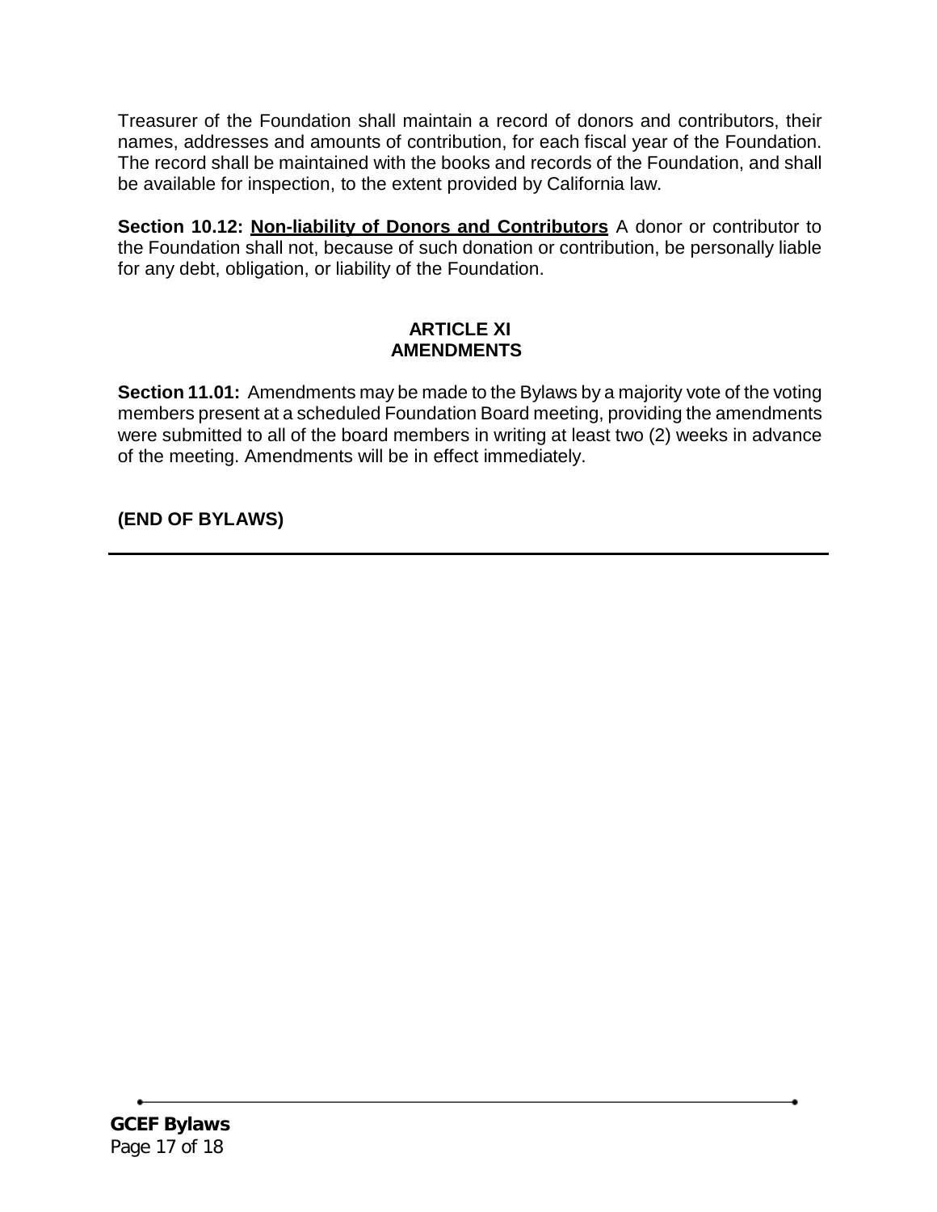Treasurer of the Foundation shall maintain a record of donors and contributors, their names, addresses and amounts of contribution, for each fiscal year of the Foundation. The record shall be maintained with the books and records of the Foundation, and shall be available for inspection, to the extent provided by California law.

**Section 10.12: Non-liability of Donors and Contributors** A donor or contributor to the Foundation shall not, because of such donation or contribution, be personally liable for any debt, obligation, or liability of the Foundation.

## ARTICLE XI
## AMENDMENTS

**Section 11.01:** Amendments may be made to the Bylaws by a majority vote of the voting members present at a scheduled Foundation Board meeting, providing the amendments were submitted to all of the board members in writing at least two (2) weeks in advance of the meeting. Amendments will be in effect immediately.

**(END OF BYLAWS)**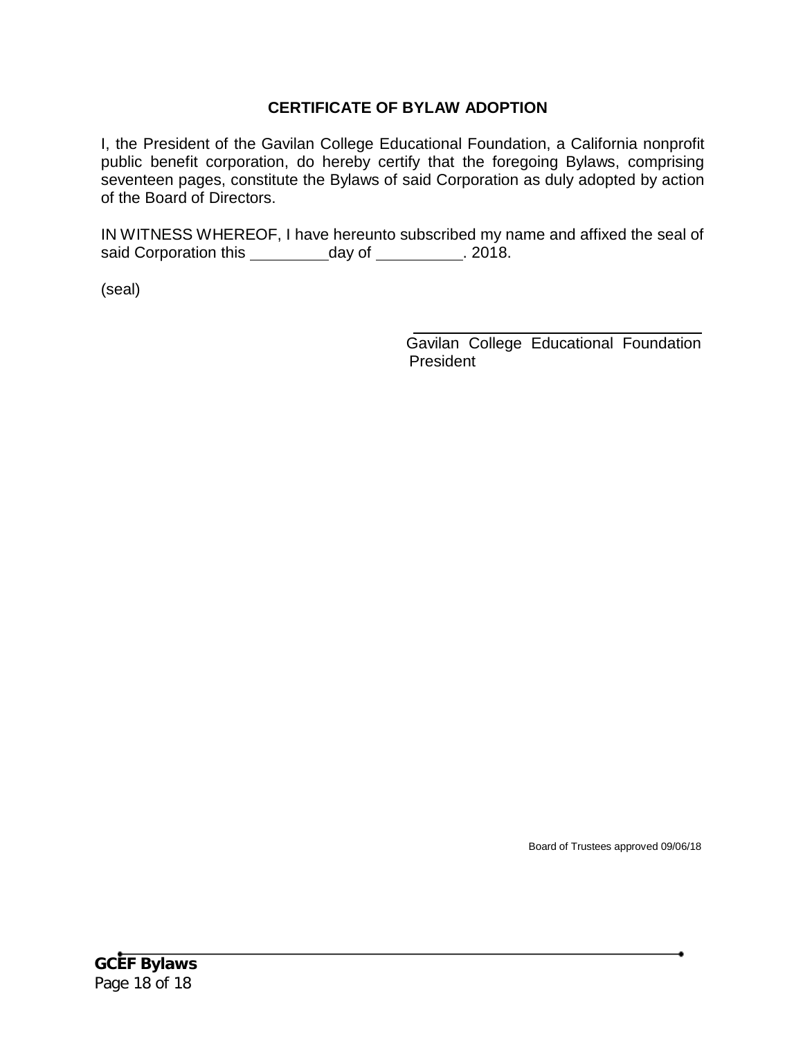## CERTIFICATE OF BYLAW ADOPTION

I, the President of the Gavilan College Educational Foundation, a California nonprofit public benefit corporation, do hereby certify that the foregoing Bylaws, comprising seventeen pages, constitute the Bylaws of said Corporation as duly adopted by action of the Board of Directors.

IN WITNESS WHEREOF, I have hereunto subscribed my name and affixed the seal of said Corporation this _________ day of __________. 2018.

(seal)

_________________________________
Gavilan College Educational Foundation President

Board of Trustees approved 09/06/18